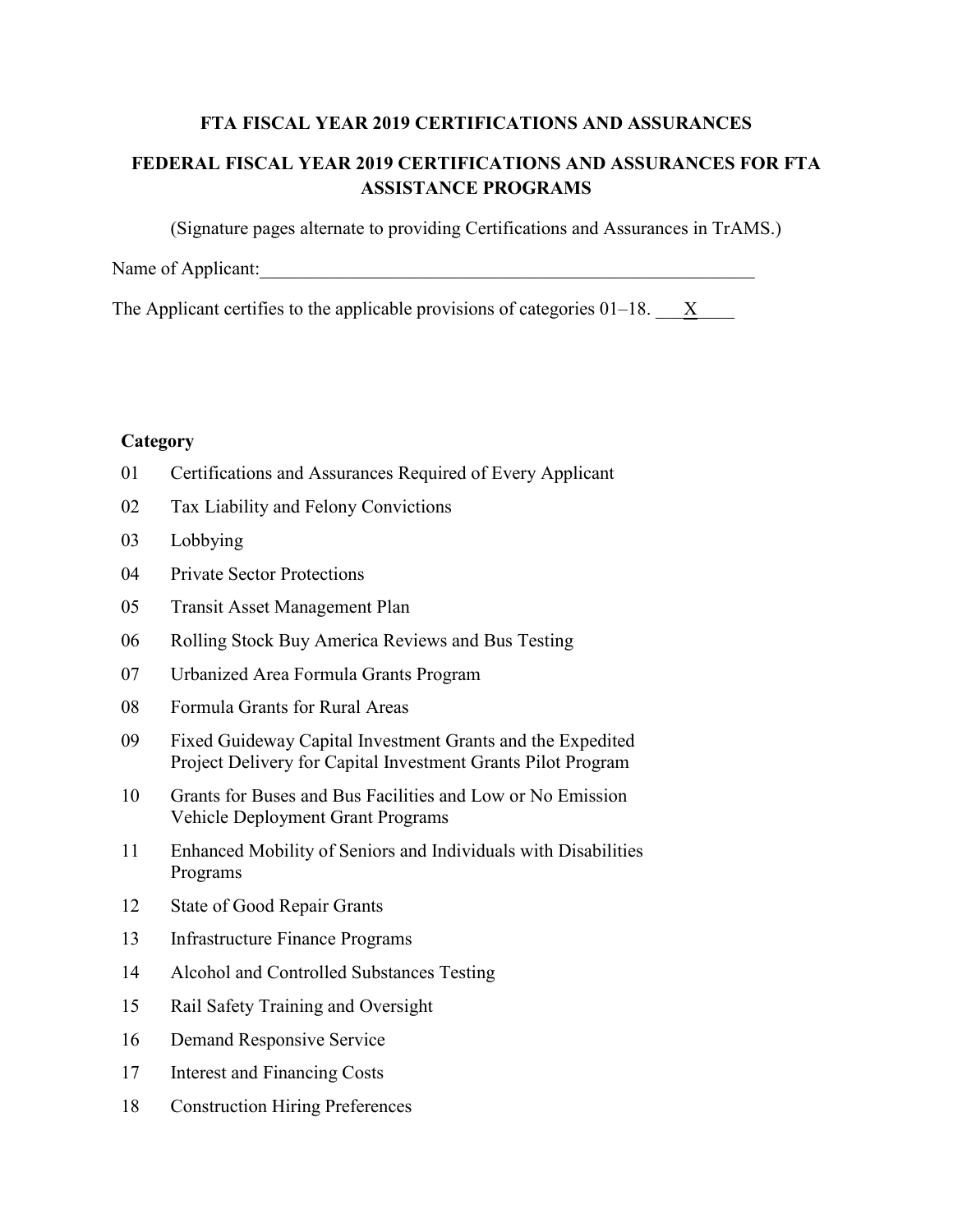**FTA FISCAL YEAR 2019 CERTIFICATIONS AND ASSURANCES**

**FEDERAL FISCAL YEAR 2019 CERTIFICATIONS AND ASSURANCES FOR FTA ASSISTANCE PROGRAMS**

(Signature pages alternate to providing Certifications and Assurances in TrAMS.)

Name of Applicant:_______________________________________________________

The Applicant certifies to the applicable provisions of categories 01–18. ___X____

**Category**

01 Certifications and Assurances Required of Every Applicant

02 Tax Liability and Felony Convictions

03 Lobbying

04 Private Sector Protections

05 Transit Asset Management Plan

06 Rolling Stock Buy America Reviews and Bus Testing

07 Urbanized Area Formula Grants Program

08 Formula Grants for Rural Areas

09 Fixed Guideway Capital Investment Grants and the Expedited Project Delivery for Capital Investment Grants Pilot Program

10 Grants for Buses and Bus Facilities and Low or No Emission Vehicle Deployment Grant Programs

11 Enhanced Mobility of Seniors and Individuals with Disabilities Programs

12 State of Good Repair Grants

13 Infrastructure Finance Programs

14 Alcohol and Controlled Substances Testing

15 Rail Safety Training and Oversight

16 Demand Responsive Service

17 Interest and Financing Costs

18 Construction Hiring Preferences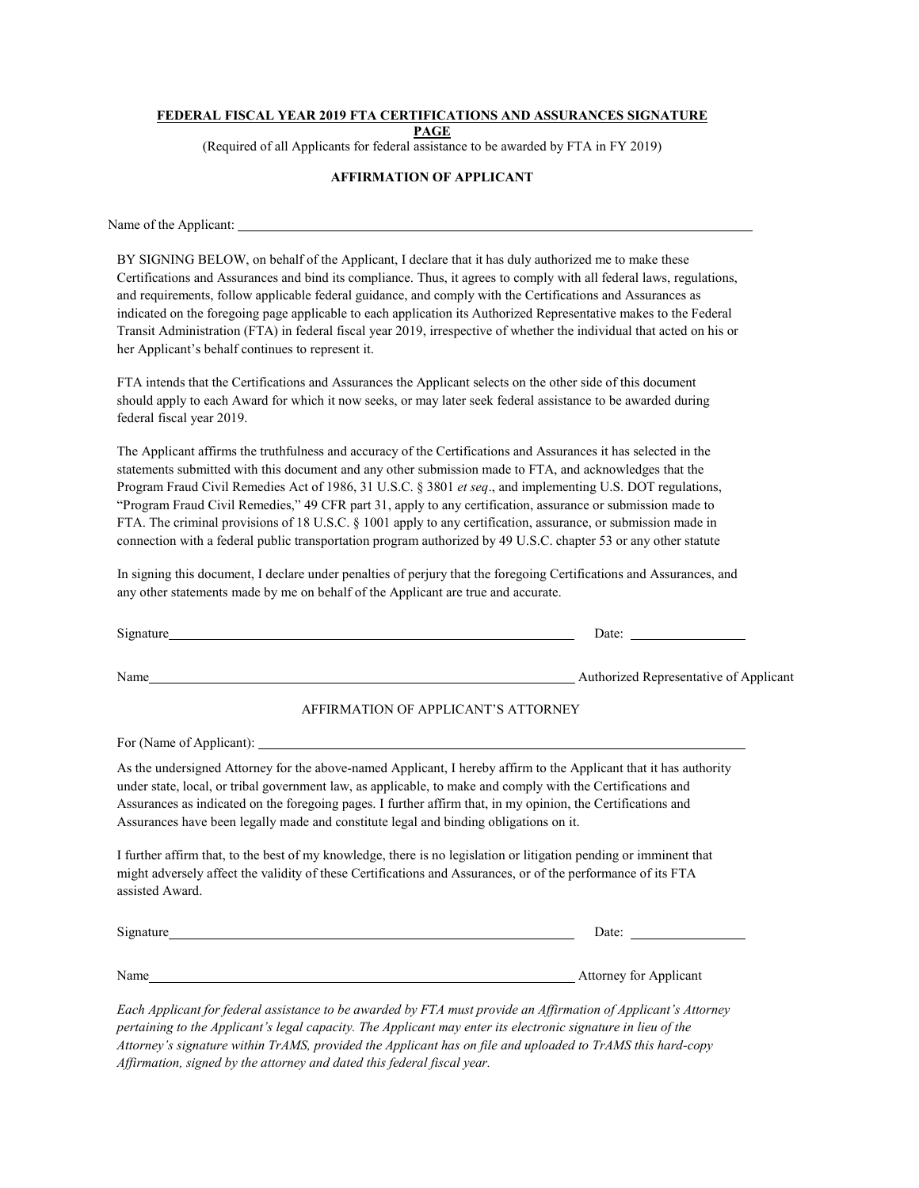**FEDERAL FISCAL YEAR 2019 FTA CERTIFICATIONS AND ASSURANCES SIGNATURE PAGE**

(Required of all Applicants for federal assistance to be awarded by FTA in FY 2019)

**AFFIRMATION OF APPLICANT**

Name of the Applicant: ______________________________________________

BY SIGNING BELOW, on behalf of the Applicant, I declare that it has duly authorized me to make these Certifications and Assurances and bind its compliance. Thus, it agrees to comply with all federal laws, regulations, and requirements, follow applicable federal guidance, and comply with the Certifications and Assurances as indicated on the foregoing page applicable to each application its Authorized Representative makes to the Federal Transit Administration (FTA) in federal fiscal year 2019, irrespective of whether the individual that acted on his or her Applicant's behalf continues to represent it.

FTA intends that the Certifications and Assurances the Applicant selects on the other side of this document should apply to each Award for which it now seeks, or may later seek federal assistance to be awarded during federal fiscal year 2019.

The Applicant affirms the truthfulness and accuracy of the Certifications and Assurances it has selected in the statements submitted with this document and any other submission made to FTA, and acknowledges that the Program Fraud Civil Remedies Act of 1986, 31 U.S.C. § 3801 *et seq*., and implementing U.S. DOT regulations, "Program Fraud Civil Remedies," 49 CFR part 31, apply to any certification, assurance or submission made to FTA. The criminal provisions of 18 U.S.C. § 1001 apply to any certification, assurance, or submission made in connection with a federal public transportation program authorized by 49 U.S.C. chapter 53 or any other statute

In signing this document, I declare under penalties of perjury that the foregoing Certifications and Assurances, and any other statements made by me on behalf of the Applicant are true and accurate.

Signature______________________________________________ Date: ______________

Name______________________________________________ Authorized Representative of Applicant

AFFIRMATION OF APPLICANT'S ATTORNEY

For (Name of Applicant): ______________________________________________

As the undersigned Attorney for the above-named Applicant, I hereby affirm to the Applicant that it has authority under state, local, or tribal government law, as applicable, to make and comply with the Certifications and Assurances as indicated on the foregoing pages. I further affirm that, in my opinion, the Certifications and Assurances have been legally made and constitute legal and binding obligations on it.

I further affirm that, to the best of my knowledge, there is no legislation or litigation pending or imminent that might adversely affect the validity of these Certifications and Assurances, or of the performance of its FTA assisted Award.

Signature______________________________________________ Date: ______________

Name______________________________________________ Attorney for Applicant

*Each Applicant for federal assistance to be awarded by FTA must provide an Affirmation of Applicant's Attorney pertaining to the Applicant's legal capacity. The Applicant may enter its electronic signature in lieu of the Attorney's signature within TrAMS, provided the Applicant has on file and uploaded to TrAMS this hard-copy Affirmation, signed by the attorney and dated this federal fiscal year.*